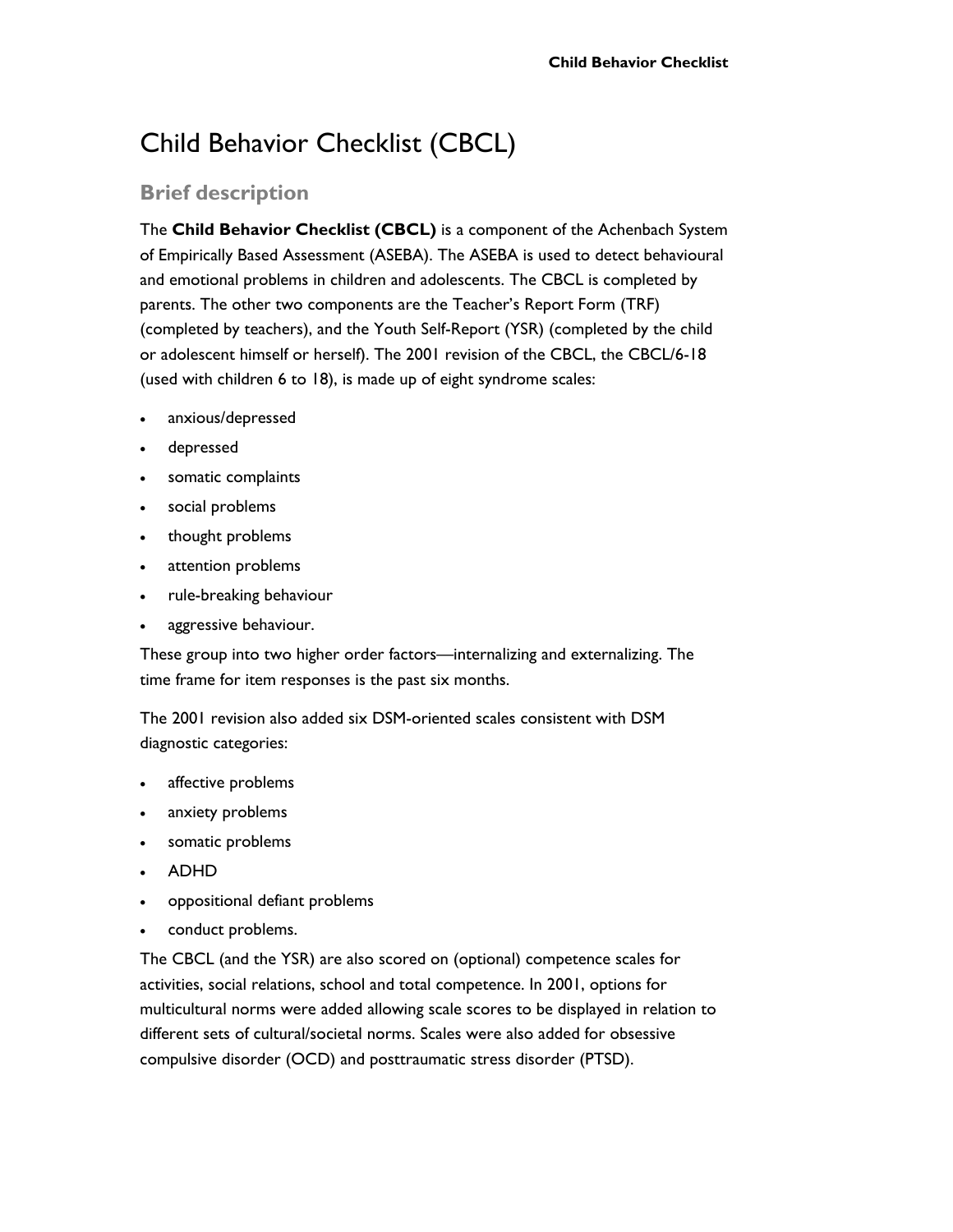# Child Behavior Checklist (CBCL)

## Brief description

The **Child Behavior Checklist (CBCL)** is a component of the Achenbach System of Empirically Based Assessment (ASEBA). The ASEBA is used to detect behavioural and emotional problems in children and adolescents. The CBCL is completed by parents. The other two components are the Teacher's Report Form (TRF) (completed by teachers), and the Youth Self-Report (YSR) (completed by the child or adolescent himself or herself). The 2001 revision of the CBCL, the CBCL/6-18 (used with children 6 to 18), is made up of eight syndrome scales:

- anxious/depressed
- depressed
- somatic complaints
- social problems
- thought problems
- attention problems
- rule-breaking behaviour
- aggressive behaviour.

These group into two higher order factors—internalizing and externalizing. The time frame for item responses is the past six months.

The 2001 revision also added six DSM-oriented scales consistent with DSM diagnostic categories:

- affective problems
- anxiety problems
- somatic problems
- ADHD
- oppositional defiant problems
- conduct problems.

The CBCL (and the YSR) are also scored on (optional) competence scales for activities, social relations, school and total competence. In 2001, options for multicultural norms were added allowing scale scores to be displayed in relation to different sets of cultural/societal norms. Scales were also added for obsessive compulsive disorder (OCD) and posttraumatic stress disorder (PTSD).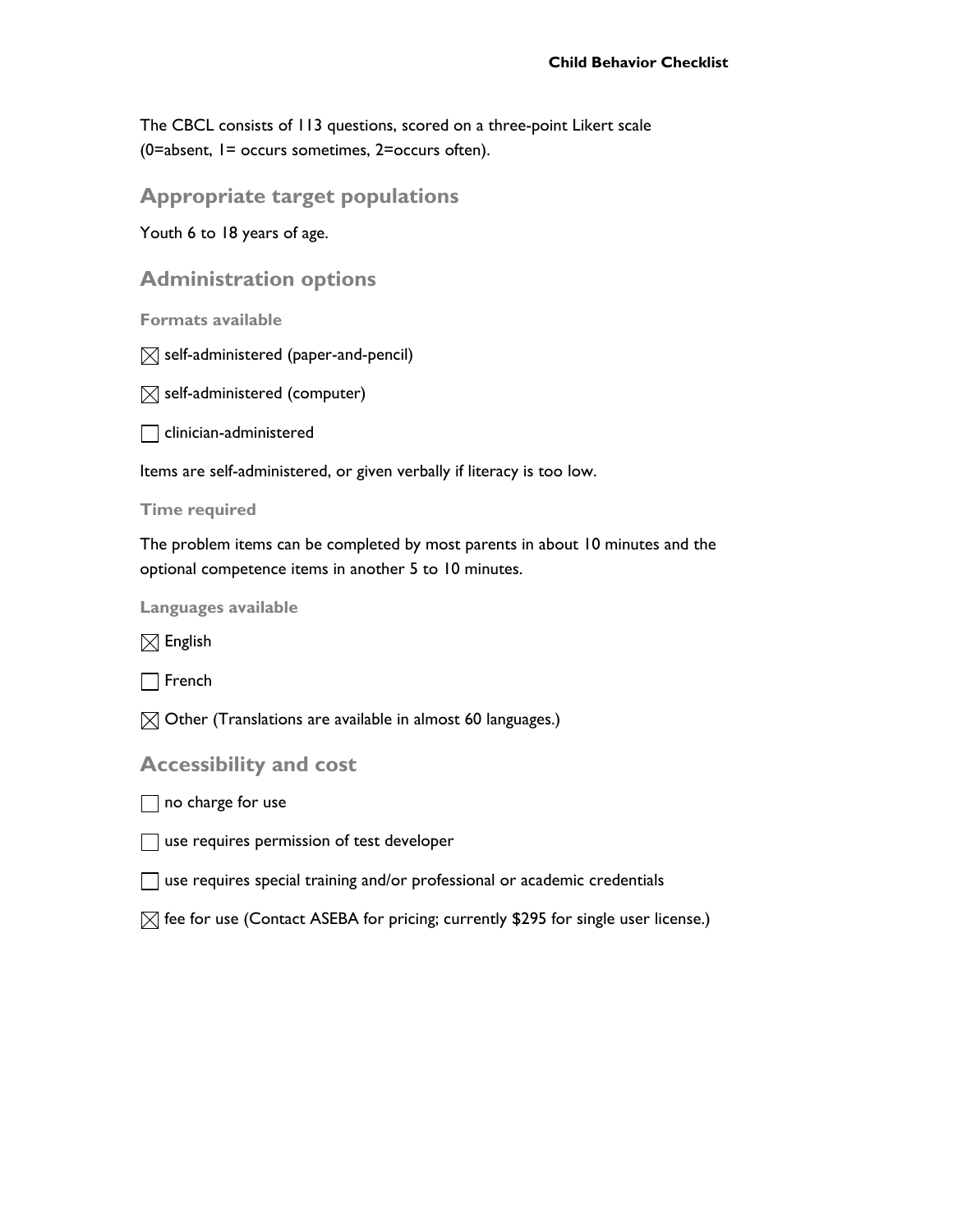The CBCL consists of 113 questions, scored on a three-point Likert scale (0=absent, 1= occurs sometimes, 2=occurs often).

## Appropriate target populations

Youth 6 to 18 years of age.

## Administration options

### Formats available

- [x] self-administered (paper-and-pencil)
- [x] self-administered (computer)
- [ ] clinician-administered

Items are self-administered, or given verbally if literacy is too low.

### Time required

The problem items can be completed by most parents in about 10 minutes and the optional competence items in another 5 to 10 minutes.

### Languages available

- [x] English
- [ ] French
- [x] Other (Translations are available in almost 60 languages.)

## Accessibility and cost

- [ ] no charge for use
- [ ] use requires permission of test developer
- [ ] use requires special training and/or professional or academic credentials
- [x] fee for use (Contact ASEBA for pricing; currently $295 for single user license.)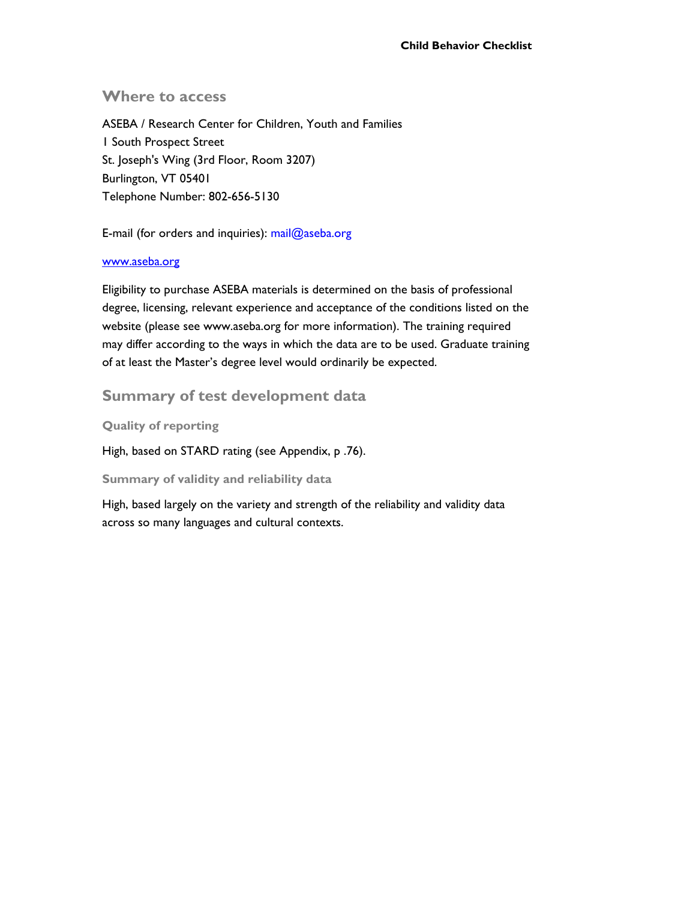## Where to access

ASEBA / Research Center for Children, Youth and Families
1 South Prospect Street
St. Joseph's Wing (3rd Floor, Room 3207)
Burlington, VT 05401
Telephone Number: 802-656-5130

E-mail (for orders and inquiries): mail@aseba.org

www.aseba.org

Eligibility to purchase ASEBA materials is determined on the basis of professional degree, licensing, relevant experience and acceptance of the conditions listed on the website (please see www.aseba.org for more information). The training required may differ according to the ways in which the data are to be used. Graduate training of at least the Master's degree level would ordinarily be expected.

## Summary of test development data

### Quality of reporting

High, based on STARD rating (see Appendix, p .76).

### Summary of validity and reliability data

High, based largely on the variety and strength of the reliability and validity data across so many languages and cultural contexts.